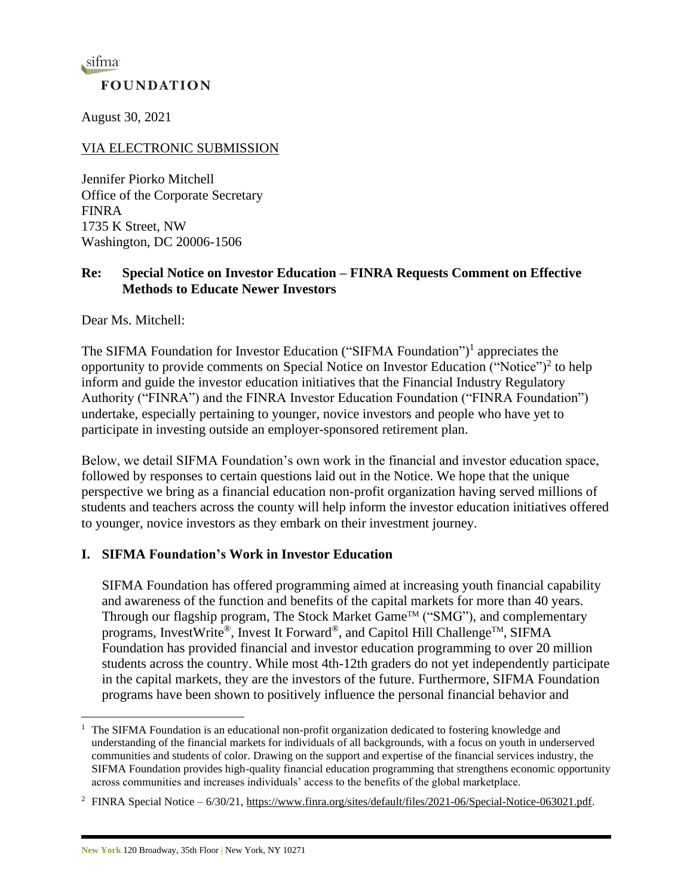sifma

**FOUNDATION**

August 30, 2021

VIA ELECTRONIC SUBMISSION

Jennifer Piorko Mitchell
Office of the Corporate Secretary
FINRA
1735 K Street, NW
Washington, DC 20006-1506

**Re: Special Notice on Investor Education – FINRA Requests Comment on Effective Methods to Educate Newer Investors**

Dear Ms. Mitchell:

The SIFMA Foundation for Investor Education ("SIFMA Foundation")[1] appreciates the opportunity to provide comments on Special Notice on Investor Education ("Notice")[2] to help inform and guide the investor education initiatives that the Financial Industry Regulatory Authority ("FINRA") and the FINRA Investor Education Foundation ("FINRA Foundation") undertake, especially pertaining to younger, novice investors and people who have yet to participate in investing outside an employer-sponsored retirement plan.

Below, we detail SIFMA Foundation's own work in the financial and investor education space, followed by responses to certain questions laid out in the Notice. We hope that the unique perspective we bring as a financial education non-profit organization having served millions of students and teachers across the county will help inform the investor education initiatives offered to younger, novice investors as they embark on their investment journey.

## I. SIFMA Foundation's Work in Investor Education

SIFMA Foundation has offered programming aimed at increasing youth financial capability and awareness of the function and benefits of the capital markets for more than 40 years. Through our flagship program, The Stock Market Game™ ("SMG"), and complementary programs, InvestWrite®, Invest It Forward®, and Capitol Hill Challenge™, SIFMA Foundation has provided financial and investor education programming to over 20 million students across the country. While most 4th-12th graders do not yet independently participate in the capital markets, they are the investors of the future. Furthermore, SIFMA Foundation programs have been shown to positively influence the personal financial behavior and

---

[1] The SIFMA Foundation is an educational non-profit organization dedicated to fostering knowledge and understanding of the financial markets for individuals of all backgrounds, with a focus on youth in underserved communities and students of color. Drawing on the support and expertise of the financial services industry, the SIFMA Foundation provides high-quality financial education programming that strengthens economic opportunity across communities and increases individuals' access to the benefits of the global marketplace.

[2] FINRA Special Notice – 6/30/21, https://www.finra.org/sites/default/files/2021-06/Special-Notice-063021.pdf.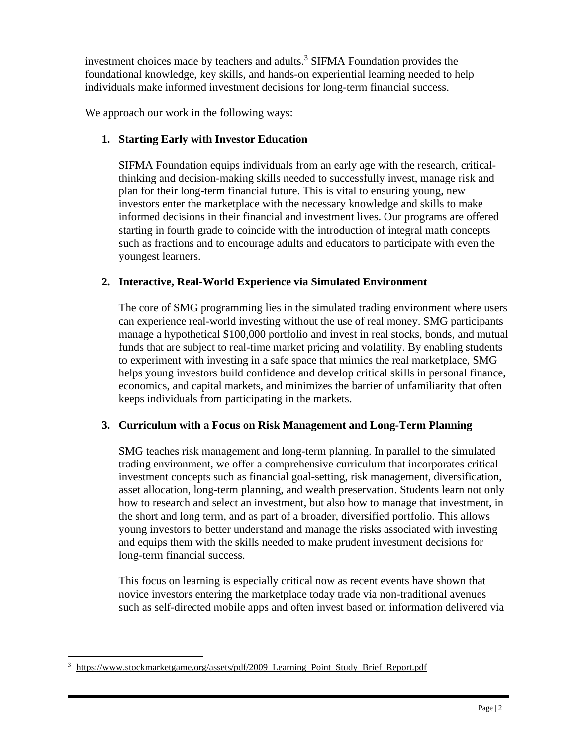investment choices made by teachers and adults.[3] SIFMA Foundation provides the foundational knowledge, key skills, and hands-on experiential learning needed to help individuals make informed investment decisions for long-term financial success.

We approach our work in the following ways:

1. **Starting Early with Investor Education**

   SIFMA Foundation equips individuals from an early age with the research, critical-thinking and decision-making skills needed to successfully invest, manage risk and plan for their long-term financial future. This is vital to ensuring young, new investors enter the marketplace with the necessary knowledge and skills to make informed decisions in their financial and investment lives. Our programs are offered starting in fourth grade to coincide with the introduction of integral math concepts such as fractions and to encourage adults and educators to participate with even the youngest learners.

2. **Interactive, Real-World Experience via Simulated Environment**

   The core of SMG programming lies in the simulated trading environment where users can experience real-world investing without the use of real money. SMG participants manage a hypothetical $100,000 portfolio and invest in real stocks, bonds, and mutual funds that are subject to real-time market pricing and volatility. By enabling students to experiment with investing in a safe space that mimics the real marketplace, SMG helps young investors build confidence and develop critical skills in personal finance, economics, and capital markets, and minimizes the barrier of unfamiliarity that often keeps individuals from participating in the markets.

3. **Curriculum with a Focus on Risk Management and Long-Term Planning**

   SMG teaches risk management and long-term planning. In parallel to the simulated trading environment, we offer a comprehensive curriculum that incorporates critical investment concepts such as financial goal-setting, risk management, diversification, asset allocation, long-term planning, and wealth preservation. Students learn not only how to research and select an investment, but also how to manage that investment, in the short and long term, and as part of a broader, diversified portfolio. This allows young investors to better understand and manage the risks associated with investing and equips them with the skills needed to make prudent investment decisions for long-term financial success.

   This focus on learning is especially critical now as recent events have shown that novice investors entering the marketplace today trade via non-traditional avenues such as self-directed mobile apps and often invest based on information delivered via

---

[3] https://www.stockmarketgame.org/assets/pdf/2009_Learning_Point_Study_Brief_Report.pdf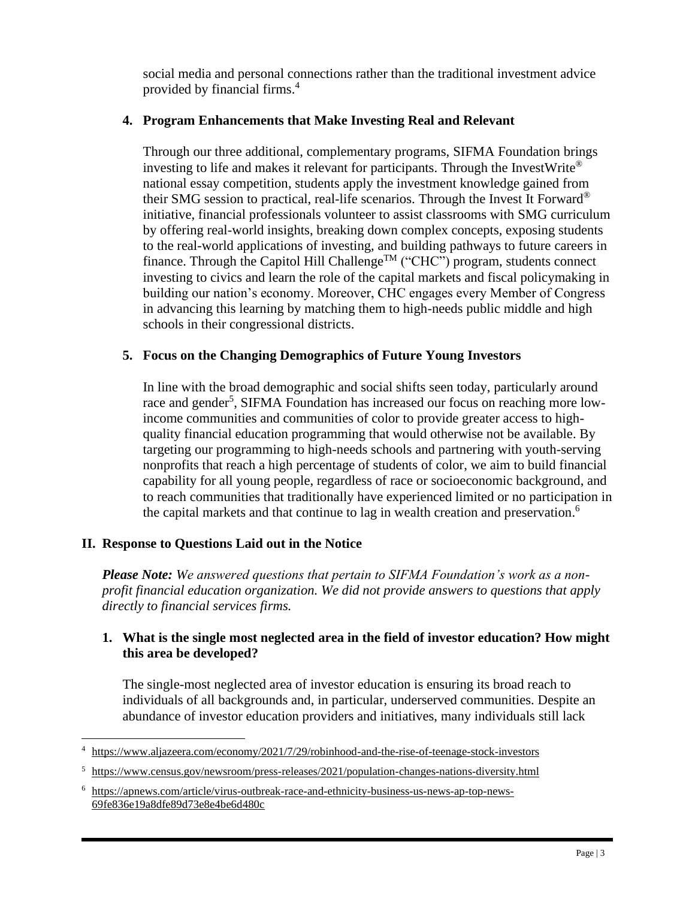social media and personal connections rather than the traditional investment advice provided by financial firms.[4]

### 4. Program Enhancements that Make Investing Real and Relevant

Through our three additional, complementary programs, SIFMA Foundation brings investing to life and makes it relevant for participants. Through the InvestWrite® national essay competition, students apply the investment knowledge gained from their SMG session to practical, real-life scenarios. Through the Invest It Forward® initiative, financial professionals volunteer to assist classrooms with SMG curriculum by offering real-world insights, breaking down complex concepts, exposing students to the real-world applications of investing, and building pathways to future careers in finance. Through the Capitol Hill Challenge™ ("CHC") program, students connect investing to civics and learn the role of the capital markets and fiscal policymaking in building our nation's economy. Moreover, CHC engages every Member of Congress in advancing this learning by matching them to high-needs public middle and high schools in their congressional districts.

### 5. Focus on the Changing Demographics of Future Young Investors

In line with the broad demographic and social shifts seen today, particularly around race and gender[5], SIFMA Foundation has increased our focus on reaching more low-income communities and communities of color to provide greater access to high-quality financial education programming that would otherwise not be available. By targeting our programming to high-needs schools and partnering with youth-serving nonprofits that reach a high percentage of students of color, we aim to build financial capability for all young people, regardless of race or socioeconomic background, and to reach communities that traditionally have experienced limited or no participation in the capital markets and that continue to lag in wealth creation and preservation.[6]

## II. Response to Questions Laid out in the Notice

***Please Note:*** *We answered questions that pertain to SIFMA Foundation's work as a non-profit financial education organization. We did not provide answers to questions that apply directly to financial services firms.*

### 1. What is the single most neglected area in the field of investor education? How might this area be developed?

The single-most neglected area of investor education is ensuring its broad reach to individuals of all backgrounds and, in particular, underserved communities. Despite an abundance of investor education providers and initiatives, many individuals still lack

---

[4] https://www.aljazeera.com/economy/2021/7/29/robinhood-and-the-rise-of-teenage-stock-investors

[5] https://www.census.gov/newsroom/press-releases/2021/population-changes-nations-diversity.html

[6] https://apnews.com/article/virus-outbreak-race-and-ethnicity-business-us-news-ap-top-news-69fe836e19a8dfe89d73e8e4be6d480c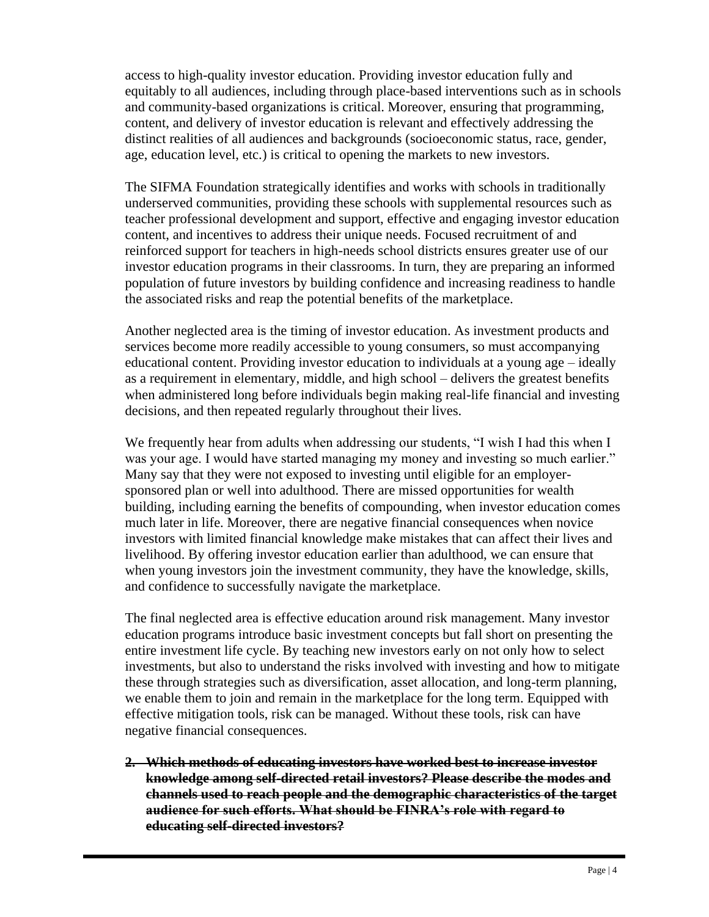access to high-quality investor education. Providing investor education fully and equitably to all audiences, including through place-based interventions such as in schools and community-based organizations is critical. Moreover, ensuring that programming, content, and delivery of investor education is relevant and effectively addressing the distinct realities of all audiences and backgrounds (socioeconomic status, race, gender, age, education level, etc.) is critical to opening the markets to new investors.

The SIFMA Foundation strategically identifies and works with schools in traditionally underserved communities, providing these schools with supplemental resources such as teacher professional development and support, effective and engaging investor education content, and incentives to address their unique needs. Focused recruitment of and reinforced support for teachers in high-needs school districts ensures greater use of our investor education programs in their classrooms. In turn, they are preparing an informed population of future investors by building confidence and increasing readiness to handle the associated risks and reap the potential benefits of the marketplace.

Another neglected area is the timing of investor education. As investment products and services become more readily accessible to young consumers, so must accompanying educational content. Providing investor education to individuals at a young age – ideally as a requirement in elementary, middle, and high school – delivers the greatest benefits when administered long before individuals begin making real-life financial and investing decisions, and then repeated regularly throughout their lives.

We frequently hear from adults when addressing our students, "I wish I had this when I was your age. I would have started managing my money and investing so much earlier." Many say that they were not exposed to investing until eligible for an employer-sponsored plan or well into adulthood. There are missed opportunities for wealth building, including earning the benefits of compounding, when investor education comes much later in life. Moreover, there are negative financial consequences when novice investors with limited financial knowledge make mistakes that can affect their lives and livelihood. By offering investor education earlier than adulthood, we can ensure that when young investors join the investment community, they have the knowledge, skills, and confidence to successfully navigate the marketplace.

The final neglected area is effective education around risk management. Many investor education programs introduce basic investment concepts but fall short on presenting the entire investment life cycle. By teaching new investors early on not only how to select investments, but also to understand the risks involved with investing and how to mitigate these through strategies such as diversification, asset allocation, and long-term planning, we enable them to join and remain in the marketplace for the long term. Equipped with effective mitigation tools, risk can be managed. Without these tools, risk can have negative financial consequences.

2. ~~**Which methods of educating investors have worked best to increase investor knowledge among self-directed retail investors? Please describe the modes and channels used to reach people and the demographic characteristics of the target audience for such efforts. What should be FINRA's role with regard to educating self-directed investors?**~~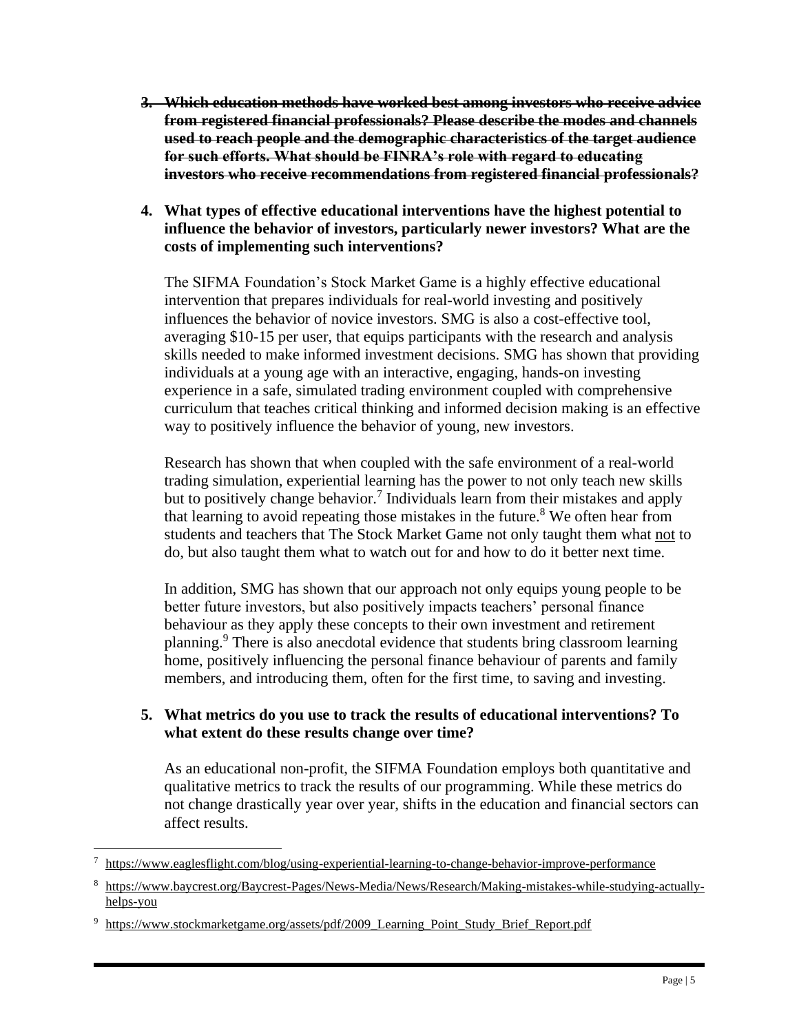3. ~~**Which education methods have worked best among investors who receive advice from registered financial professionals? Please describe the modes and channels used to reach people and the demographic characteristics of the target audience for such efforts. What should be FINRA's role with regard to educating investors who receive recommendations from registered financial professionals?**~~

4. **What types of effective educational interventions have the highest potential to influence the behavior of investors, particularly newer investors? What are the costs of implementing such interventions?**

   The SIFMA Foundation's Stock Market Game is a highly effective educational intervention that prepares individuals for real-world investing and positively influences the behavior of novice investors. SMG is also a cost-effective tool, averaging $10-15 per user, that equips participants with the research and analysis skills needed to make informed investment decisions. SMG has shown that providing individuals at a young age with an interactive, engaging, hands-on investing experience in a safe, simulated trading environment coupled with comprehensive curriculum that teaches critical thinking and informed decision making is an effective way to positively influence the behavior of young, new investors.

   Research has shown that when coupled with the safe environment of a real-world trading simulation, experiential learning has the power to not only teach new skills but to positively change behavior.[7] Individuals learn from their mistakes and apply that learning to avoid repeating those mistakes in the future.[8] We often hear from students and teachers that The Stock Market Game not only taught them what <u>not</u> to do, but also taught them what to watch out for and how to do it better next time.

   In addition, SMG has shown that our approach not only equips young people to be better future investors, but also positively impacts teachers' personal finance behaviour as they apply these concepts to their own investment and retirement planning.[9] There is also anecdotal evidence that students bring classroom learning home, positively influencing the personal finance behaviour of parents and family members, and introducing them, often for the first time, to saving and investing.

5. **What metrics do you use to track the results of educational interventions? To what extent do these results change over time?**

   As an educational non-profit, the SIFMA Foundation employs both quantitative and qualitative metrics to track the results of our programming. While these metrics do not change drastically year over year, shifts in the education and financial sectors can affect results.

---

[7] https://www.eaglesflight.com/blog/using-experiential-learning-to-change-behavior-improve-performance

[8] https://www.baycrest.org/Baycrest-Pages/News-Media/News/Research/Making-mistakes-while-studying-actually-helps-you

[9] https://www.stockmarketgame.org/assets/pdf/2009_Learning_Point_Study_Brief_Report.pdf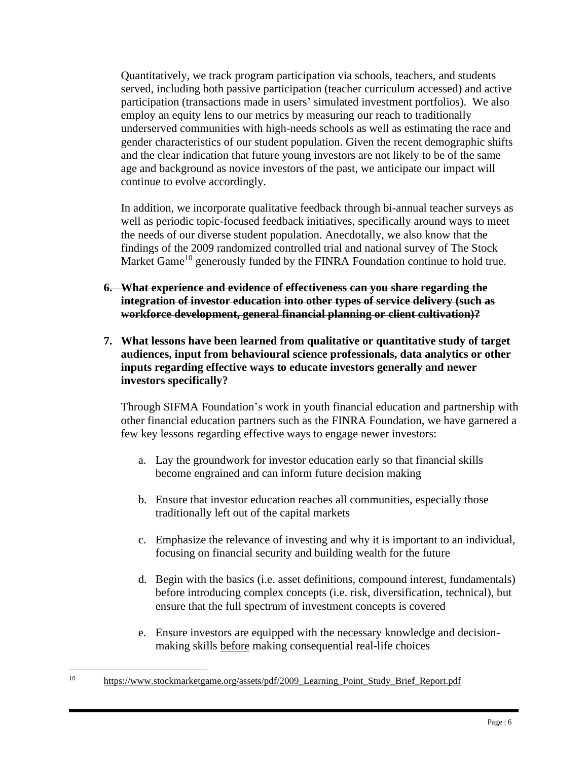Quantitatively, we track program participation via schools, teachers, and students served, including both passive participation (teacher curriculum accessed) and active participation (transactions made in users' simulated investment portfolios). We also employ an equity lens to our metrics by measuring our reach to traditionally underserved communities with high-needs schools as well as estimating the race and gender characteristics of our student population. Given the recent demographic shifts and the clear indication that future young investors are not likely to be of the same age and background as novice investors of the past, we anticipate our impact will continue to evolve accordingly.

In addition, we incorporate qualitative feedback through bi-annual teacher surveys as well as periodic topic-focused feedback initiatives, specifically around ways to meet the needs of our diverse student population. Anecdotally, we also know that the findings of the 2009 randomized controlled trial and national survey of The Stock Market Game[10] generously funded by the FINRA Foundation continue to hold true.

6. ~~**What experience and evidence of effectiveness can you share regarding the integration of investor education into other types of service delivery (such as workforce development, general financial planning or client cultivation)?**~~

7. **What lessons have been learned from qualitative or quantitative study of target audiences, input from behavioural science professionals, data analytics or other inputs regarding effective ways to educate investors generally and newer investors specifically?**

   Through SIFMA Foundation's work in youth financial education and partnership with other financial education partners such as the FINRA Foundation, we have garnered a few key lessons regarding effective ways to engage newer investors:

   a. Lay the groundwork for investor education early so that financial skills become engrained and can inform future decision making

   b. Ensure that investor education reaches all communities, especially those traditionally left out of the capital markets

   c. Emphasize the relevance of investing and why it is important to an individual, focusing on financial security and building wealth for the future

   d. Begin with the basics (i.e. asset definitions, compound interest, fundamentals) before introducing complex concepts (i.e. risk, diversification, technical), but ensure that the full spectrum of investment concepts is covered

   e. Ensure investors are equipped with the necessary knowledge and decision-making skills <u>before</u> making consequential real-life choices

---

[10] https://www.stockmarketgame.org/assets/pdf/2009_Learning_Point_Study_Brief_Report.pdf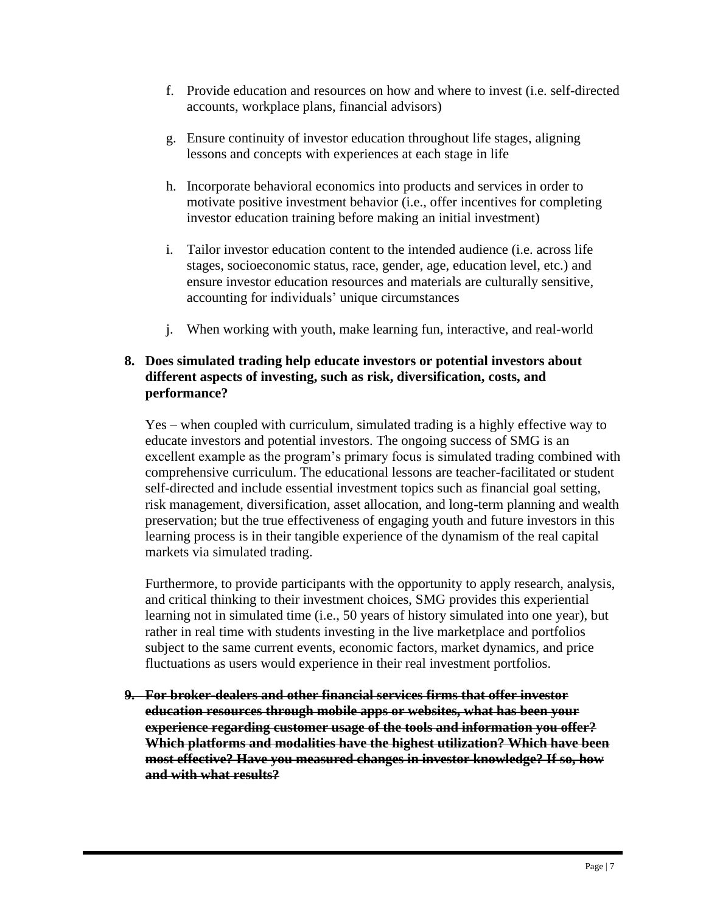f. Provide education and resources on how and where to invest (i.e. self-directed accounts, workplace plans, financial advisors)

g. Ensure continuity of investor education throughout life stages, aligning lessons and concepts with experiences at each stage in life

h. Incorporate behavioral economics into products and services in order to motivate positive investment behavior (i.e., offer incentives for completing investor education training before making an initial investment)

i. Tailor investor education content to the intended audience (i.e. across life stages, socioeconomic status, race, gender, age, education level, etc.) and ensure investor education resources and materials are culturally sensitive, accounting for individuals' unique circumstances

j. When working with youth, make learning fun, interactive, and real-world

**8. Does simulated trading help educate investors or potential investors about different aspects of investing, such as risk, diversification, costs, and performance?**

Yes – when coupled with curriculum, simulated trading is a highly effective way to educate investors and potential investors. The ongoing success of SMG is an excellent example as the program's primary focus is simulated trading combined with comprehensive curriculum. The educational lessons are teacher-facilitated or student self-directed and include essential investment topics such as financial goal setting, risk management, diversification, asset allocation, and long-term planning and wealth preservation; but the true effectiveness of engaging youth and future investors in this learning process is in their tangible experience of the dynamism of the real capital markets via simulated trading.

Furthermore, to provide participants with the opportunity to apply research, analysis, and critical thinking to their investment choices, SMG provides this experiential learning not in simulated time (i.e., 50 years of history simulated into one year), but rather in real time with students investing in the live marketplace and portfolios subject to the same current events, economic factors, market dynamics, and price fluctuations as users would experience in their real investment portfolios.

**~~9. For broker-dealers and other financial services firms that offer investor education resources through mobile apps or websites, what has been your experience regarding customer usage of the tools and information you offer? Which platforms and modalities have the highest utilization? Which have been most effective? Have you measured changes in investor knowledge? If so, how and with what results?~~**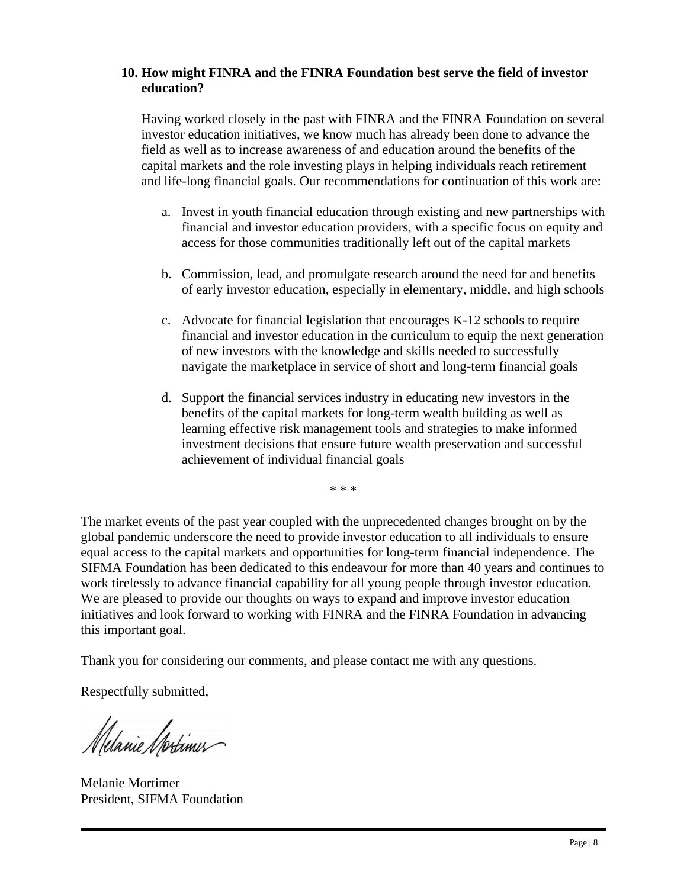**10. How might FINRA and the FINRA Foundation best serve the field of investor education?**

Having worked closely in the past with FINRA and the FINRA Foundation on several investor education initiatives, we know much has already been done to advance the field as well as to increase awareness of and education around the benefits of the capital markets and the role investing plays in helping individuals reach retirement and life-long financial goals. Our recommendations for continuation of this work are:

a. Invest in youth financial education through existing and new partnerships with financial and investor education providers, with a specific focus on equity and access for those communities traditionally left out of the capital markets

b. Commission, lead, and promulgate research around the need for and benefits of early investor education, especially in elementary, middle, and high schools

c. Advocate for financial legislation that encourages K-12 schools to require financial and investor education in the curriculum to equip the next generation of new investors with the knowledge and skills needed to successfully navigate the marketplace in service of short and long-term financial goals

d. Support the financial services industry in educating new investors in the benefits of the capital markets for long-term wealth building as well as learning effective risk management tools and strategies to make informed investment decisions that ensure future wealth preservation and successful achievement of individual financial goals

\* \* \*

The market events of the past year coupled with the unprecedented changes brought on by the global pandemic underscore the need to provide investor education to all individuals to ensure equal access to the capital markets and opportunities for long-term financial independence. The SIFMA Foundation has been dedicated to this endeavour for more than 40 years and continues to work tirelessly to advance financial capability for all young people through investor education. We are pleased to provide our thoughts on ways to expand and improve investor education initiatives and look forward to working with FINRA and the FINRA Foundation in advancing this important goal.

Thank you for considering our comments, and please contact me with any questions.

Respectfully submitted,

Melanie Mortimer

Melanie Mortimer
President, SIFMA Foundation